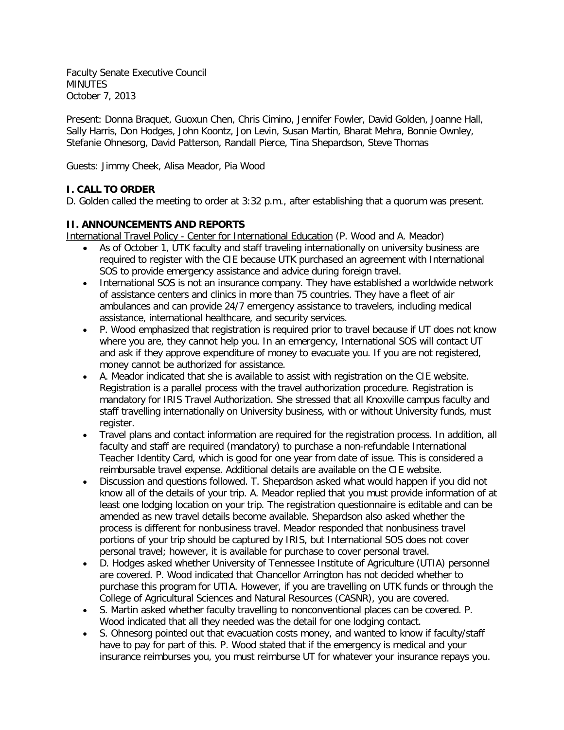Faculty Senate Executive Council
MINUTES
October 7, 2013

Present: Donna Braquet, Guoxun Chen, Chris Cimino, Jennifer Fowler, David Golden, Joanne Hall, Sally Harris, Don Hodges, John Koontz, Jon Levin, Susan Martin, Bharat Mehra, Bonnie Ownley, Stefanie Ohnesorg, David Patterson, Randall Pierce, Tina Shepardson, Steve Thomas

Guests: Jimmy Cheek, Alisa Meador, Pia Wood

## I. CALL TO ORDER

D. Golden called the meeting to order at 3:32 p.m., after establishing that a quorum was present.

## II. ANNOUNCEMENTS AND REPORTS

International Travel Policy - Center for International Education (P. Wood and A. Meador)

- As of October 1, UTK faculty and staff traveling internationally on university business are required to register with the CIE because UTK purchased an agreement with International SOS to provide emergency assistance and advice during foreign travel.
- International SOS is not an insurance company. They have established a worldwide network of assistance centers and clinics in more than 75 countries. They have a fleet of air ambulances and can provide 24/7 emergency assistance to travelers, including medical assistance, international healthcare, and security services.
- P. Wood emphasized that registration is required prior to travel because if UT does not know where you are, they cannot help you. In an emergency, International SOS will contact UT and ask if they approve expenditure of money to evacuate you. If you are not registered, money cannot be authorized for assistance.
- A. Meador indicated that she is available to assist with registration on the CIE website. Registration is a parallel process with the travel authorization procedure. Registration is mandatory for IRIS Travel Authorization. She stressed that all Knoxville campus faculty and staff travelling internationally on University business, with or without University funds, must register.
- Travel plans and contact information are required for the registration process. In addition, all faculty and staff are required (mandatory) to purchase a non-refundable International Teacher Identity Card, which is good for one year from date of issue. This is considered a reimbursable travel expense. Additional details are available on the CIE website.
- Discussion and questions followed. T. Shepardson asked what would happen if you did not know all of the details of your trip. A. Meador replied that you must provide information of at least one lodging location on your trip. The registration questionnaire is editable and can be amended as new travel details become available. Shepardson also asked whether the process is different for nonbusiness travel. Meador responded that nonbusiness travel portions of your trip should be captured by IRIS, but International SOS does not cover personal travel; however, it is available for purchase to cover personal travel.
- D. Hodges asked whether University of Tennessee Institute of Agriculture (UTIA) personnel are covered. P. Wood indicated that Chancellor Arrington has not decided whether to purchase this program for UTIA. However, if you are travelling on UTK funds or through the College of Agricultural Sciences and Natural Resources (CASNR), you are covered.
- S. Martin asked whether faculty travelling to nonconventional places can be covered. P. Wood indicated that all they needed was the detail for one lodging contact.
- S. Ohnesorg pointed out that evacuation costs money, and wanted to know if faculty/staff have to pay for part of this. P. Wood stated that if the emergency is medical and your insurance reimburses you, you must reimburse UT for whatever your insurance repays you.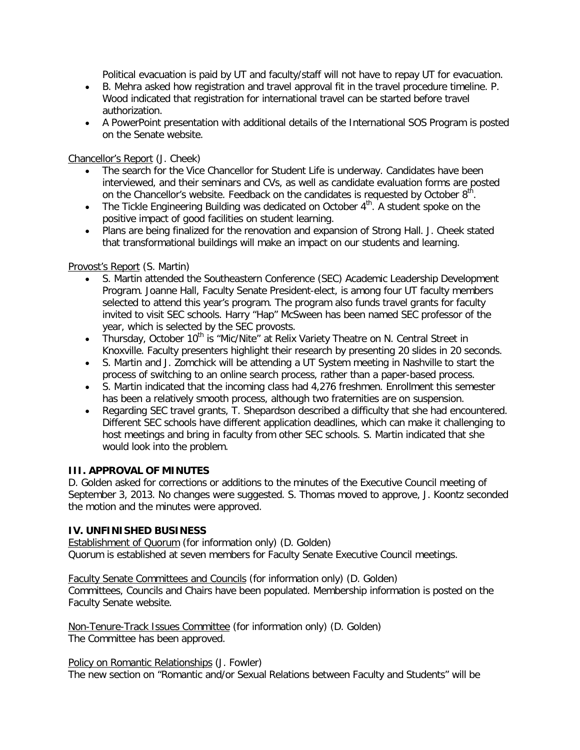Political evacuation is paid by UT and faculty/staff will not have to repay UT for evacuation.

- B. Mehra asked how registration and travel approval fit in the travel procedure timeline. P. Wood indicated that registration for international travel can be started before travel authorization.
- A PowerPoint presentation with additional details of the International SOS Program is posted on the Senate website.

Chancellor's Report (J. Cheek)

- The search for the Vice Chancellor for Student Life is underway. Candidates have been interviewed, and their seminars and CVs, as well as candidate evaluation forms are posted on the Chancellor's website. Feedback on the candidates is requested by October 8th.
- The Tickle Engineering Building was dedicated on October 4th. A student spoke on the positive impact of good facilities on student learning.
- Plans are being finalized for the renovation and expansion of Strong Hall. J. Cheek stated that transformational buildings will make an impact on our students and learning.

Provost's Report (S. Martin)

- S. Martin attended the Southeastern Conference (SEC) Academic Leadership Development Program. Joanne Hall, Faculty Senate President-elect, is among four UT faculty members selected to attend this year's program. The program also funds travel grants for faculty invited to visit SEC schools. Harry "Hap" McSween has been named SEC professor of the year, which is selected by the SEC provosts.
- Thursday, October 10th is "Mic/Nite" at Relix Variety Theatre on N. Central Street in Knoxville. Faculty presenters highlight their research by presenting 20 slides in 20 seconds.
- S. Martin and J. Zomchick will be attending a UT System meeting in Nashville to start the process of switching to an online search process, rather than a paper-based process.
- S. Martin indicated that the incoming class had 4,276 freshmen. Enrollment this semester has been a relatively smooth process, although two fraternities are on suspension.
- Regarding SEC travel grants, T. Shepardson described a difficulty that she had encountered. Different SEC schools have different application deadlines, which can make it challenging to host meetings and bring in faculty from other SEC schools. S. Martin indicated that she would look into the problem.

**III. APPROVAL OF MINUTES**

D. Golden asked for corrections or additions to the minutes of the Executive Council meeting of September 3, 2013. No changes were suggested. S. Thomas moved to approve, J. Koontz seconded the motion and the minutes were approved.

**IV. UNFINISHED BUSINESS**

Establishment of Quorum (for information only) (D. Golden)
Quorum is established at seven members for Faculty Senate Executive Council meetings.

Faculty Senate Committees and Councils (for information only) (D. Golden)
Committees, Councils and Chairs have been populated. Membership information is posted on the Faculty Senate website.

Non-Tenure-Track Issues Committee (for information only) (D. Golden)
The Committee has been approved.

Policy on Romantic Relationships (J. Fowler)
The new section on "Romantic and/or Sexual Relations between Faculty and Students" will be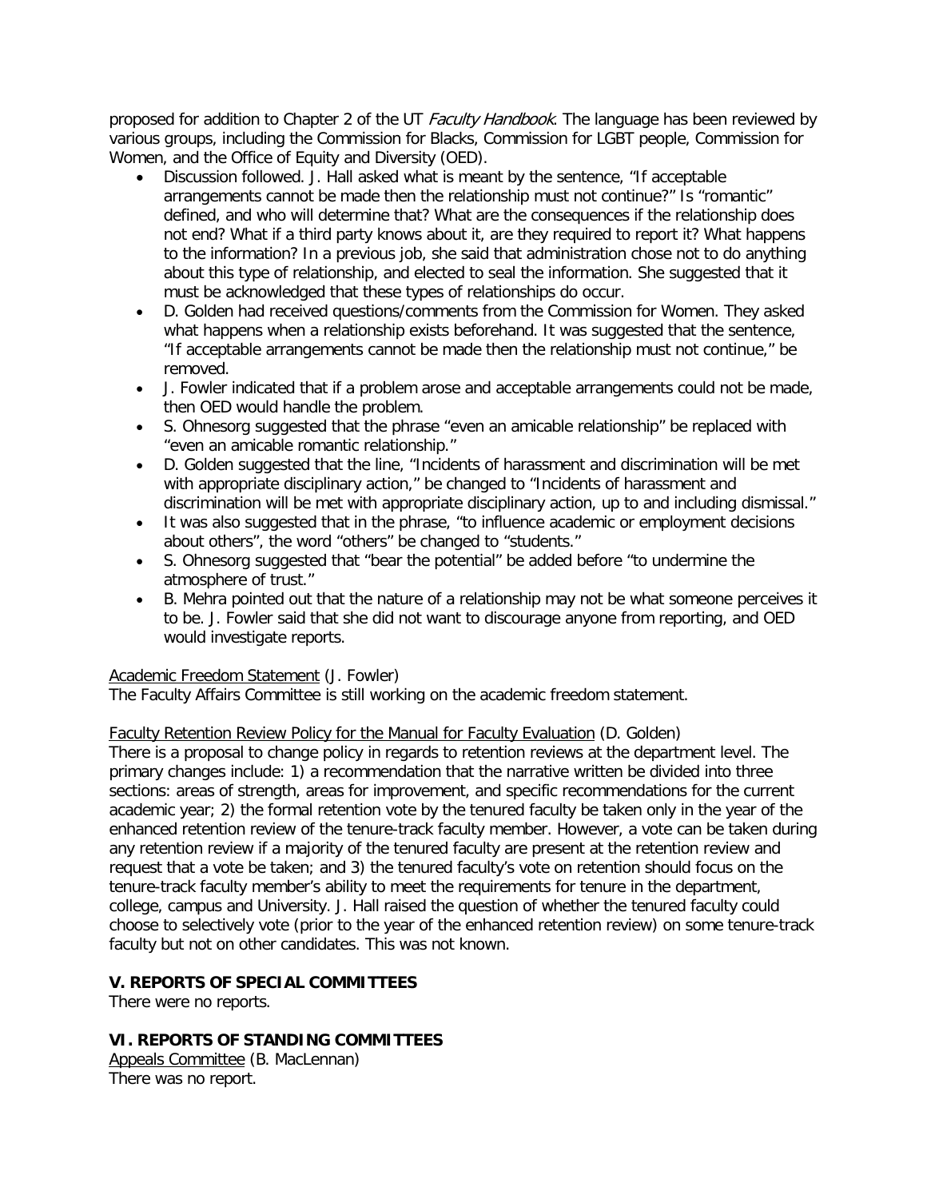proposed for addition to Chapter 2 of the UT *Faculty Handbook*. The language has been reviewed by various groups, including the Commission for Blacks, Commission for LGBT people, Commission for Women, and the Office of Equity and Diversity (OED).

- Discussion followed. J. Hall asked what is meant by the sentence, "If acceptable arrangements cannot be made then the relationship must not continue?" Is "romantic" defined, and who will determine that? What are the consequences if the relationship does not end? What if a third party knows about it, are they required to report it? What happens to the information? In a previous job, she said that administration chose not to do anything about this type of relationship, and elected to seal the information. She suggested that it must be acknowledged that these types of relationships do occur.
- D. Golden had received questions/comments from the Commission for Women. They asked what happens when a relationship exists beforehand. It was suggested that the sentence, "If acceptable arrangements cannot be made then the relationship must not continue," be removed.
- J. Fowler indicated that if a problem arose and acceptable arrangements could not be made, then OED would handle the problem.
- S. Ohnesorg suggested that the phrase "even an amicable relationship" be replaced with "even an amicable romantic relationship."
- D. Golden suggested that the line, "Incidents of harassment and discrimination will be met with appropriate disciplinary action," be changed to "Incidents of harassment and discrimination will be met with appropriate disciplinary action, up to and including dismissal."
- It was also suggested that in the phrase, "to influence academic or employment decisions about others", the word "others" be changed to "students."
- S. Ohnesorg suggested that "bear the potential" be added before "to undermine the atmosphere of trust."
- B. Mehra pointed out that the nature of a relationship may not be what someone perceives it to be. J. Fowler said that she did not want to discourage anyone from reporting, and OED would investigate reports.

Academic Freedom Statement (J. Fowler)
The Faculty Affairs Committee is still working on the academic freedom statement.

Faculty Retention Review Policy for the Manual for Faculty Evaluation (D. Golden)
There is a proposal to change policy in regards to retention reviews at the department level. The primary changes include: 1) a recommendation that the narrative written be divided into three sections: areas of strength, areas for improvement, and specific recommendations for the current academic year; 2) the formal retention vote by the tenured faculty be taken only in the year of the enhanced retention review of the tenure-track faculty member. However, a vote can be taken during any retention review if a majority of the tenured faculty are present at the retention review and request that a vote be taken; and 3) the tenured faculty's vote on retention should focus on the tenure-track faculty member's ability to meet the requirements for tenure in the department, college, campus and University. J. Hall raised the question of whether the tenured faculty could choose to selectively vote (prior to the year of the enhanced retention review) on some tenure-track faculty but not on other candidates. This was not known.

## V. REPORTS OF SPECIAL COMMITTEES

There were no reports.

## VI. REPORTS OF STANDING COMMITTEES

Appeals Committee (B. MacLennan)
There was no report.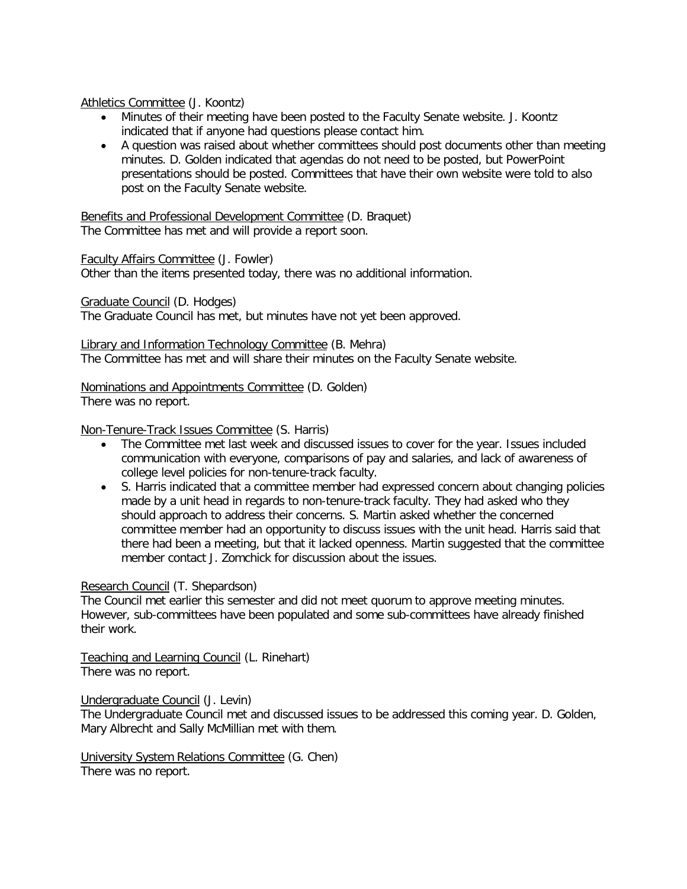<u>Athletics Committee</u> (J. Koontz)

- Minutes of their meeting have been posted to the Faculty Senate website. J. Koontz indicated that if anyone had questions please contact him.
- A question was raised about whether committees should post documents other than meeting minutes. D. Golden indicated that agendas do not need to be posted, but PowerPoint presentations should be posted. Committees that have their own website were told to also post on the Faculty Senate website.

<u>Benefits and Professional Development Committee</u> (D. Braquet)
The Committee has met and will provide a report soon.

<u>Faculty Affairs Committee</u> (J. Fowler)
Other than the items presented today, there was no additional information.

<u>Graduate Council</u> (D. Hodges)
The Graduate Council has met, but minutes have not yet been approved.

<u>Library and Information Technology Committee</u> (B. Mehra)
The Committee has met and will share their minutes on the Faculty Senate website.

<u>Nominations and Appointments Committee</u> (D. Golden)
There was no report.

<u>Non-Tenure-Track Issues Committee</u> (S. Harris)

- The Committee met last week and discussed issues to cover for the year. Issues included communication with everyone, comparisons of pay and salaries, and lack of awareness of college level policies for non-tenure-track faculty.
- S. Harris indicated that a committee member had expressed concern about changing policies made by a unit head in regards to non-tenure-track faculty. They had asked who they should approach to address their concerns. S. Martin asked whether the concerned committee member had an opportunity to discuss issues with the unit head. Harris said that there had been a meeting, but that it lacked openness. Martin suggested that the committee member contact J. Zomchick for discussion about the issues.

<u>Research Council</u> (T. Shepardson)
The Council met earlier this semester and did not meet quorum to approve meeting minutes. However, sub-committees have been populated and some sub-committees have already finished their work.

<u>Teaching and Learning Council</u> (L. Rinehart)
There was no report.

<u>Undergraduate Council</u> (J. Levin)
The Undergraduate Council met and discussed issues to be addressed this coming year. D. Golden, Mary Albrecht and Sally McMillian met with them.

<u>University System Relations Committee</u> (G. Chen)
There was no report.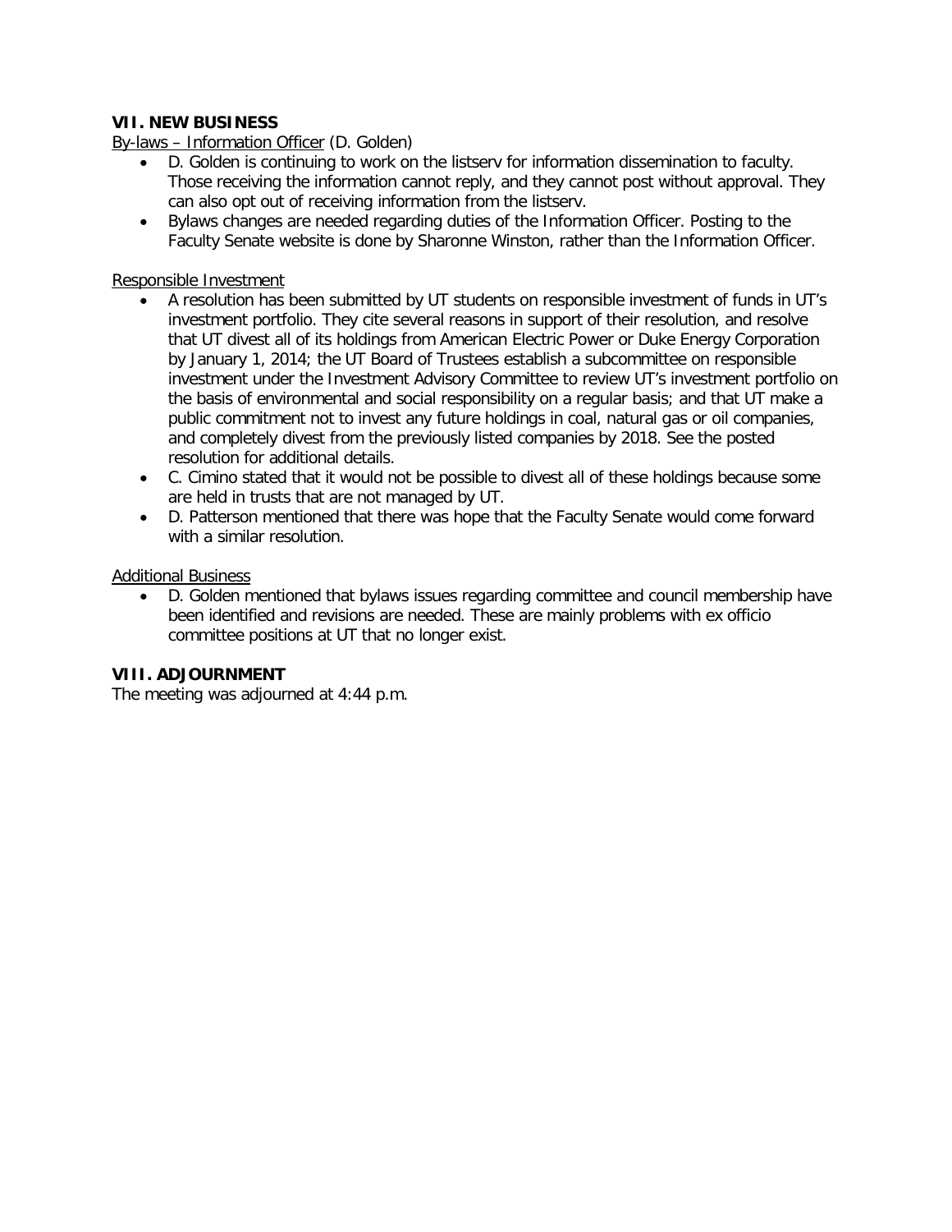## VII. NEW BUSINESS

By-laws – Information Officer (D. Golden)

- D. Golden is continuing to work on the listserv for information dissemination to faculty. Those receiving the information cannot reply, and they cannot post without approval. They can also opt out of receiving information from the listserv.
- Bylaws changes are needed regarding duties of the Information Officer. Posting to the Faculty Senate website is done by Sharonne Winston, rather than the Information Officer.

Responsible Investment

- A resolution has been submitted by UT students on responsible investment of funds in UT's investment portfolio. They cite several reasons in support of their resolution, and resolve that UT divest all of its holdings from American Electric Power or Duke Energy Corporation by January 1, 2014; the UT Board of Trustees establish a subcommittee on responsible investment under the Investment Advisory Committee to review UT's investment portfolio on the basis of environmental and social responsibility on a regular basis; and that UT make a public commitment not to invest any future holdings in coal, natural gas or oil companies, and completely divest from the previously listed companies by 2018. See the posted resolution for additional details.
- C. Cimino stated that it would not be possible to divest all of these holdings because some are held in trusts that are not managed by UT.
- D. Patterson mentioned that there was hope that the Faculty Senate would come forward with a similar resolution.

Additional Business

- D. Golden mentioned that bylaws issues regarding committee and council membership have been identified and revisions are needed. These are mainly problems with ex officio committee positions at UT that no longer exist.

## VIII. ADJOURNMENT

The meeting was adjourned at 4:44 p.m.